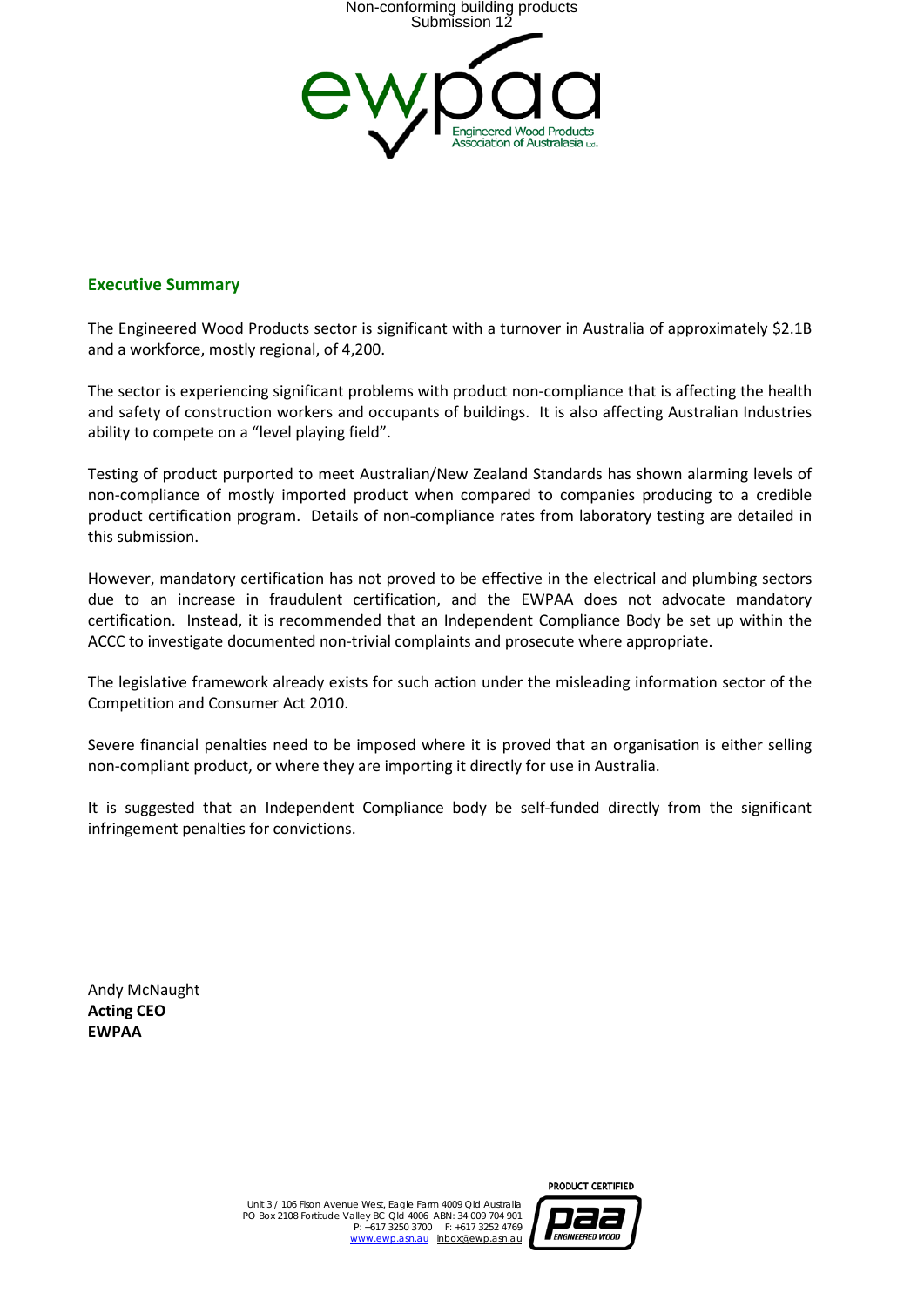Non-conforming building products
Submission 12

Engineered Wood Products Association of Australasia Ltd.

## Executive Summary

The Engineered Wood Products sector is significant with a turnover in Australia of approximately $2.1B and a workforce, mostly regional, of 4,200.

The sector is experiencing significant problems with product non-compliance that is affecting the health and safety of construction workers and occupants of buildings. It is also affecting Australian Industries ability to compete on a "level playing field".

Testing of product purported to meet Australian/New Zealand Standards has shown alarming levels of non-compliance of mostly imported product when compared to companies producing to a credible product certification program. Details of non-compliance rates from laboratory testing are detailed in this submission.

However, mandatory certification has not proved to be effective in the electrical and plumbing sectors due to an increase in fraudulent certification, and the EWPAA does not advocate mandatory certification. Instead, it is recommended that an Independent Compliance Body be set up within the ACCC to investigate documented non-trivial complaints and prosecute where appropriate.

The legislative framework already exists for such action under the misleading information sector of the Competition and Consumer Act 2010.

Severe financial penalties need to be imposed where it is proved that an organisation is either selling non-compliant product, or where they are importing it directly for use in Australia.

It is suggested that an Independent Compliance body be self-funded directly from the significant infringement penalties for convictions.

Andy McNaught
**Acting CEO**
**EWPAA**

Unit 3 / 106 Fison Avenue West, Eagle Farm 4009 Qld Australia
PO Box 2108 Fortitude Valley BC Qld 4006 ABN: 34 009 704 901
P: +617 3250 3700 F: +617 3252 4769
www.ewp.asn.au inbox@ewp.asn.au

PRODUCT CERTIFIED
paa ENGINEERED WOOD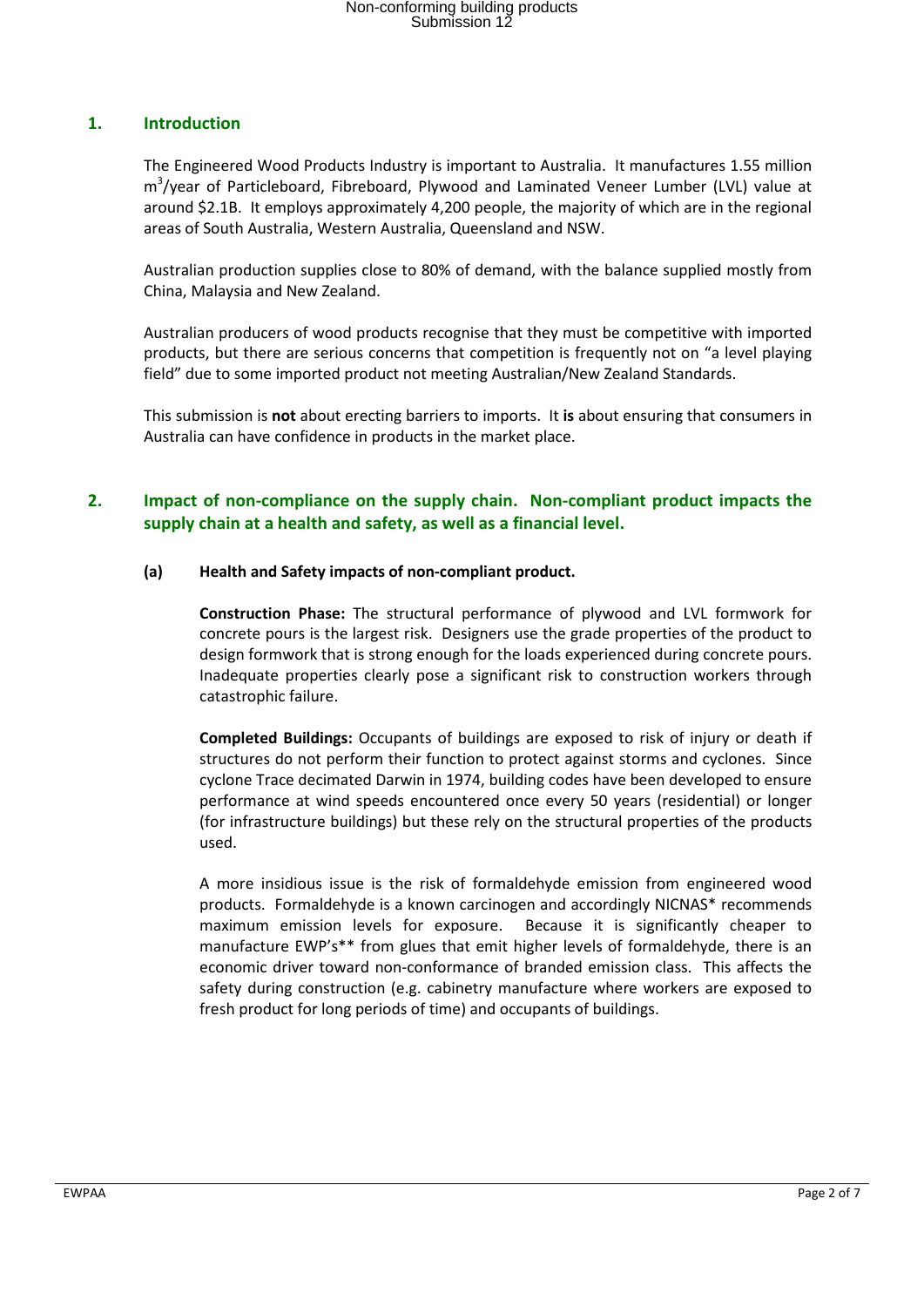## 1. Introduction

The Engineered Wood Products Industry is important to Australia. It manufactures 1.55 million $m^3$/year of Particleboard, Fibreboard, Plywood and Laminated Veneer Lumber (LVL) value at around $2.1B. It employs approximately 4,200 people, the majority of which are in the regional areas of South Australia, Western Australia, Queensland and NSW.

Australian production supplies close to 80% of demand, with the balance supplied mostly from China, Malaysia and New Zealand.

Australian producers of wood products recognise that they must be competitive with imported products, but there are serious concerns that competition is frequently not on "a level playing field" due to some imported product not meeting Australian/New Zealand Standards.

This submission is **not** about erecting barriers to imports. It **is** about ensuring that consumers in Australia can have confidence in products in the market place.

## 2. Impact of non-compliance on the supply chain. Non-compliant product impacts the supply chain at a health and safety, as well as a financial level.

### (a) Health and Safety impacts of non-compliant product.

**Construction Phase:** The structural performance of plywood and LVL formwork for concrete pours is the largest risk. Designers use the grade properties of the product to design formwork that is strong enough for the loads experienced during concrete pours. Inadequate properties clearly pose a significant risk to construction workers through catastrophic failure.

**Completed Buildings:** Occupants of buildings are exposed to risk of injury or death if structures do not perform their function to protect against storms and cyclones. Since cyclone Trace decimated Darwin in 1974, building codes have been developed to ensure performance at wind speeds encountered once every 50 years (residential) or longer (for infrastructure buildings) but these rely on the structural properties of the products used.

A more insidious issue is the risk of formaldehyde emission from engineered wood products. Formaldehyde is a known carcinogen and accordingly NICNAS* recommends maximum emission levels for exposure. Because it is significantly cheaper to manufacture EWP's** from glues that emit higher levels of formaldehyde, there is an economic driver toward non-conformance of branded emission class. This affects the safety during construction (e.g. cabinetry manufacture where workers are exposed to fresh product for long periods of time) and occupants of buildings.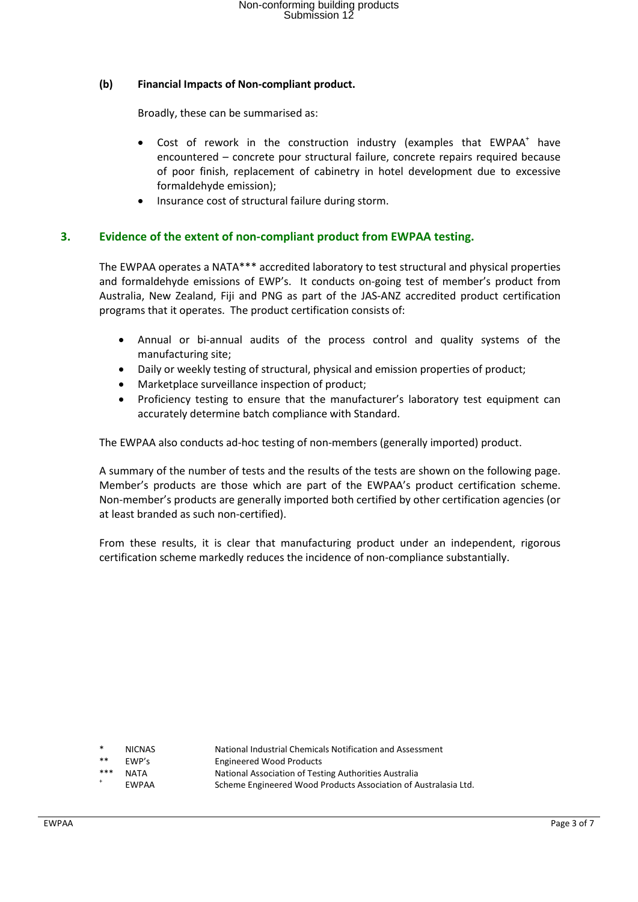### (b) Financial Impacts of Non-compliant product.

Broadly, these can be summarised as:

- Cost of rework in the construction industry (examples that EWPAA[+] have encountered – concrete pour structural failure, concrete repairs required because of poor finish, replacement of cabinetry in hotel development due to excessive formaldehyde emission);
- Insurance cost of structural failure during storm.

## 3. Evidence of the extent of non-compliant product from EWPAA testing.

The EWPAA operates a NATA*** accredited laboratory to test structural and physical properties and formaldehyde emissions of EWP's. It conducts on-going test of member's product from Australia, New Zealand, Fiji and PNG as part of the JAS-ANZ accredited product certification programs that it operates. The product certification consists of:

- Annual or bi-annual audits of the process control and quality systems of the manufacturing site;
- Daily or weekly testing of structural, physical and emission properties of product;
- Marketplace surveillance inspection of product;
- Proficiency testing to ensure that the manufacturer's laboratory test equipment can accurately determine batch compliance with Standard.

The EWPAA also conducts ad-hoc testing of non-members (generally imported) product.

A summary of the number of tests and the results of the tests are shown on the following page. Member's products are those which are part of the EWPAA's product certification scheme. Non-member's products are generally imported both certified by other certification agencies (or at least branded as such non-certified).

From these results, it is clear that manufacturing product under an independent, rigorous certification scheme markedly reduces the incidence of non-compliance substantially.

| | | |
|---|---|---|
| * | NICNAS | National Industrial Chemicals Notification and Assessment |
| ** | EWP's | Engineered Wood Products |
| *** | NATA | National Association of Testing Authorities Australia |
| + | EWPAA | Scheme Engineered Wood Products Association of Australasia Ltd. |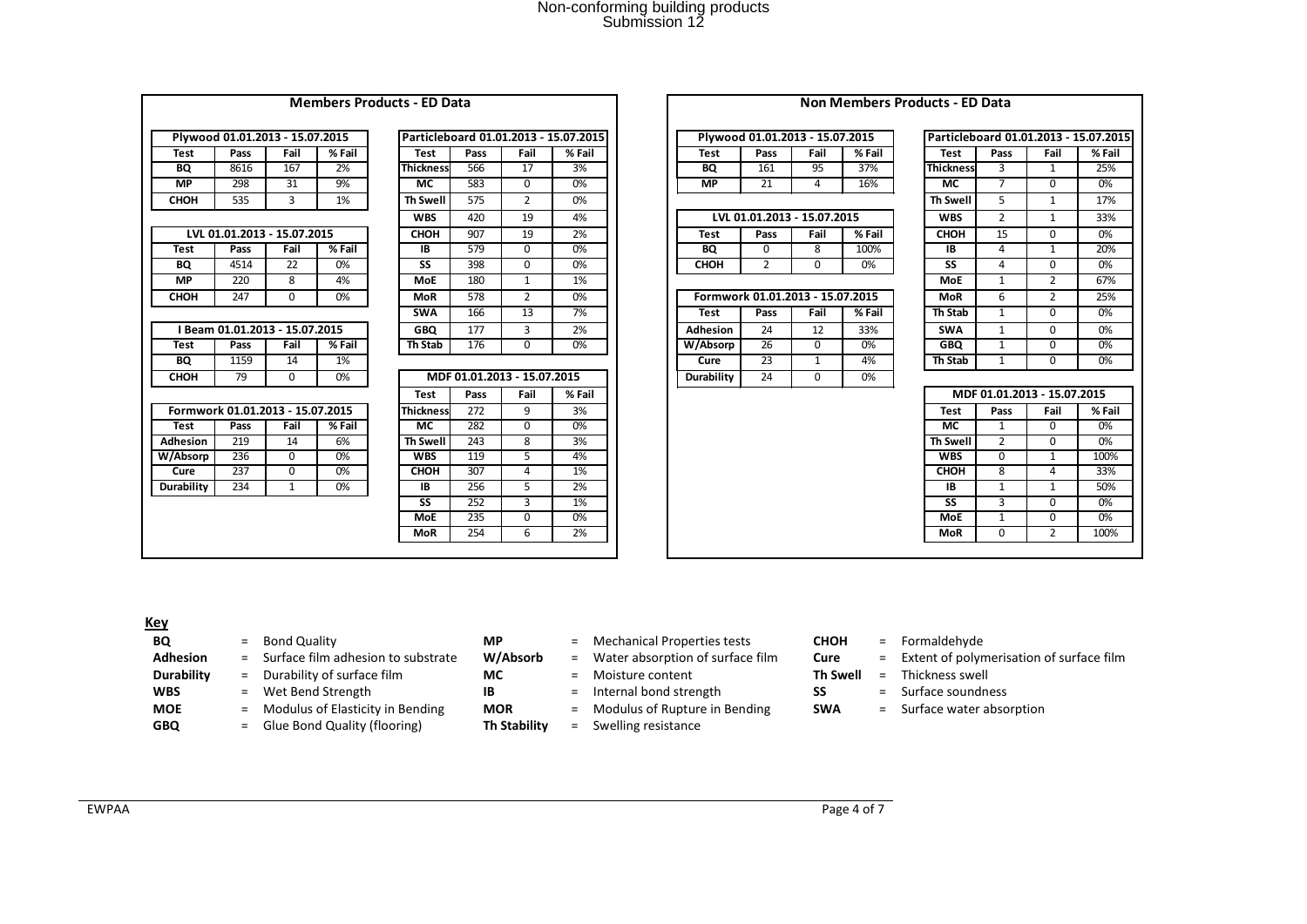# Non-conforming building products
Submission 12

## Members Products - ED Data

| Plywood 01.01.2013 - 15.07.2015 | | | |
|---|---|---|---|
| **Test** | **Pass** | **Fail** | **% Fail** |
| **BQ** | 8616 | 167 | 2% |
| **MP** | 298 | 31 | 9% |
| **CHOH** | 535 | 3 | 1% |

| LVL 01.01.2013 - 15.07.2015 | | | |
|---|---|---|---|
| **Test** | **Pass** | **Fail** | **% Fail** |
| **BQ** | 4514 | 22 | 0% |
| **MP** | 220 | 8 | 4% |
| **CHOH** | 247 | 0 | 0% |

| I Beam 01.01.2013 - 15.07.2015 | | | |
|---|---|---|---|
| **Test** | **Pass** | **Fail** | **% Fail** |
| **BQ** | 1159 | 14 | 1% |
| **CHOH** | 79 | 0 | 0% |

| Formwork 01.01.2013 - 15.07.2015 | | | |
|---|---|---|---|
| **Test** | **Pass** | **Fail** | **% Fail** |
| **Adhesion** | 219 | 14 | 6% |
| **W/Absorp** | 236 | 0 | 0% |
| **Cure** | 237 | 0 | 0% |
| **Durability** | 234 | 1 | 0% |

| Particleboard 01.01.2013 - 15.07.2015 | | | |
|---|---|---|---|
| **Test** | **Pass** | **Fail** | **% Fail** |
| **Thickness** | 566 | 17 | 3% |
| **MC** | 583 | 0 | 0% |
| **Th Swell** | 575 | 2 | 0% |
| **WBS** | 420 | 19 | 4% |
| **CHOH** | 907 | 19 | 2% |
| **IB** | 579 | 0 | 0% |
| **SS** | 398 | 0 | 0% |
| **MoE** | 180 | 1 | 1% |
| **MoR** | 578 | 2 | 0% |
| **SWA** | 166 | 13 | 7% |
| **GBQ** | 177 | 3 | 2% |
| **Th Stab** | 176 | 0 | 0% |

| MDF 01.01.2013 - 15.07.2015 | | | |
|---|---|---|---|
| **Test** | **Pass** | **Fail** | **% Fail** |
| **Thickness** | 272 | 9 | 3% |
| **MC** | 282 | 0 | 0% |
| **Th Swell** | 243 | 8 | 3% |
| **WBS** | 119 | 5 | 4% |
| **CHOH** | 307 | 4 | 1% |
| **IB** | 256 | 5 | 2% |
| **SS** | 252 | 3 | 1% |
| **MoE** | 235 | 0 | 0% |
| **MoR** | 254 | 6 | 2% |

## Non Members Products - ED Data

| Plywood 01.01.2013 - 15.07.2015 | | | |
|---|---|---|---|
| **Test** | **Pass** | **Fail** | **% Fail** |
| **BQ** | 161 | 95 | 37% |
| **MP** | 21 | 4 | 16% |

| LVL 01.01.2013 - 15.07.2015 | | | |
|---|---|---|---|
| **Test** | **Pass** | **Fail** | **% Fail** |
| **BQ** | 0 | 8 | 100% |
| **CHOH** | 2 | 0 | 0% |

| Formwork 01.01.2013 - 15.07.2015 | | | |
|---|---|---|---|
| **Test** | **Pass** | **Fail** | **% Fail** |
| **Adhesion** | 24 | 12 | 33% |
| **W/Absorp** | 26 | 0 | 0% |
| **Cure** | 23 | 1 | 4% |
| **Durability** | 24 | 0 | 0% |

| Particleboard 01.01.2013 - 15.07.2015 | | | |
|---|---|---|---|
| **Test** | **Pass** | **Fail** | **% Fail** |
| **Thickness** | 3 | 1 | 25% |
| **MC** | 7 | 0 | 0% |
| **Th Swell** | 5 | 1 | 17% |
| **WBS** | 2 | 1 | 33% |
| **CHOH** | 15 | 0 | 0% |
| **IB** | 4 | 1 | 20% |
| **SS** | 4 | 0 | 0% |
| **MoE** | 1 | 2 | 67% |
| **MoR** | 6 | 2 | 25% |
| **Th Stab** | 1 | 0 | 0% |
| **SWA** | 1 | 0 | 0% |
| **GBQ** | 1 | 0 | 0% |
| **Th Stab** | 1 | 0 | 0% |

| MDF 01.01.2013 - 15.07.2015 | | | |
|---|---|---|---|
| **Test** | **Pass** | **Fail** | **% Fail** |
| **MC** | 1 | 0 | 0% |
| **Th Swell** | 2 | 0 | 0% |
| **WBS** | 0 | 1 | 100% |
| **CHOH** | 8 | 4 | 33% |
| **IB** | 1 | 1 | 50% |
| **SS** | 3 | 0 | 0% |
| **MoE** | 1 | 0 | 0% |
| **MoR** | 0 | 2 | 100% |

**Key**

- **BQ** = Bond Quality
- **Adhesion** = Surface film adhesion to substrate
- **Durability** = Durability of surface film
- **WBS** = Wet Bend Strength
- **MOE** = Modulus of Elasticity in Bending
- **GBQ** = Glue Bond Quality (flooring)
- **MP** = Mechanical Properties tests
- **W/Absorb** = Water absorption of surface film
- **MC** = Moisture content
- **IB** = Internal bond strength
- **MOR** = Modulus of Rupture in Bending
- **Th Stability** = Swelling resistance
- **CHOH** = Formaldehyde
- **Cure** = Extent of polymerisation of surface film
- **Th Swell** = Thickness swell
- **SS** = Surface soundness
- **SWA** = Surface water absorption

EWPAA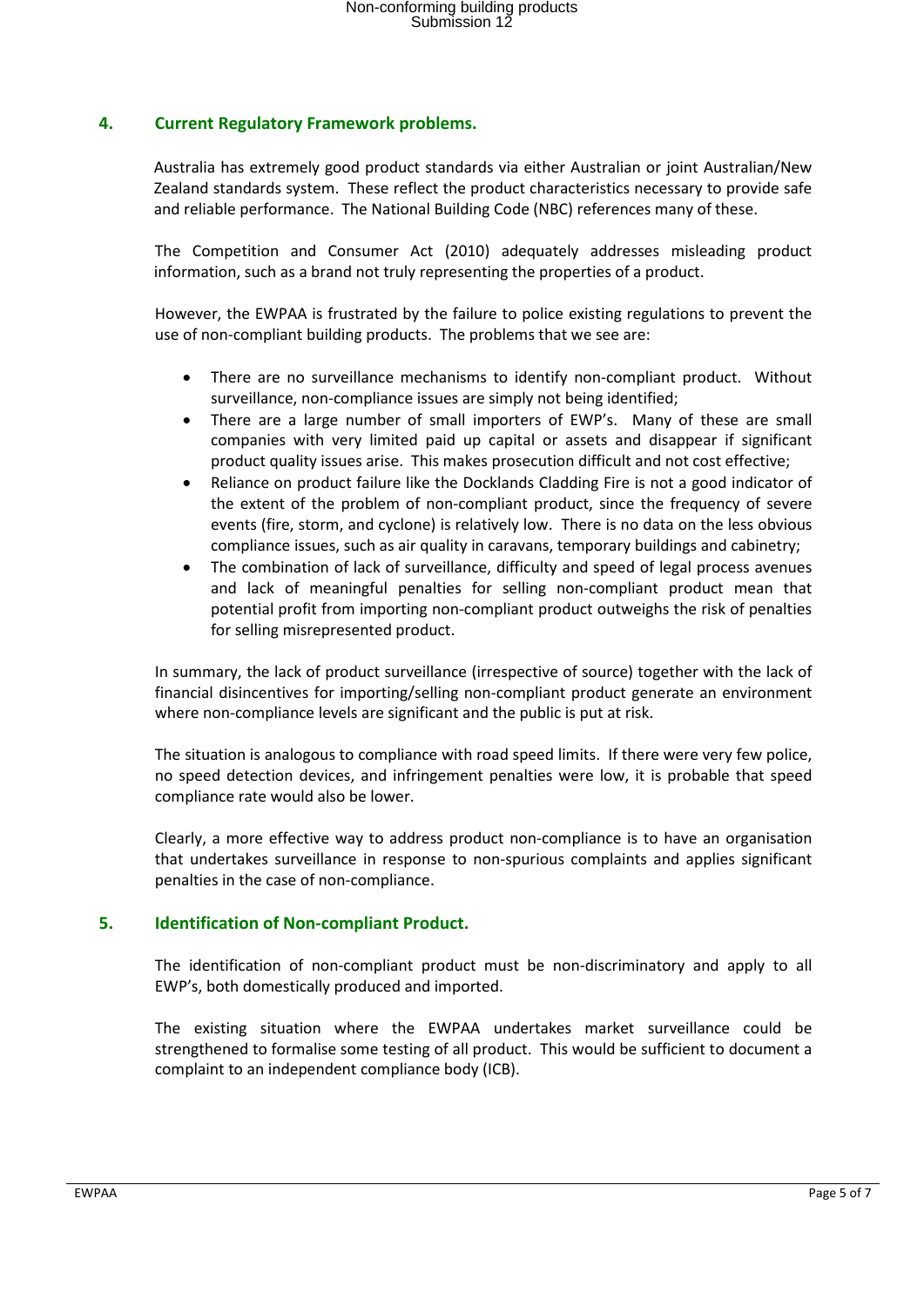## 4. Current Regulatory Framework problems.

Australia has extremely good product standards via either Australian or joint Australian/New Zealand standards system. These reflect the product characteristics necessary to provide safe and reliable performance. The National Building Code (NBC) references many of these.

The Competition and Consumer Act (2010) adequately addresses misleading product information, such as a brand not truly representing the properties of a product.

However, the EWPAA is frustrated by the failure to police existing regulations to prevent the use of non-compliant building products. The problems that we see are:

- There are no surveillance mechanisms to identify non-compliant product. Without surveillance, non-compliance issues are simply not being identified;
- There are a large number of small importers of EWP's. Many of these are small companies with very limited paid up capital or assets and disappear if significant product quality issues arise. This makes prosecution difficult and not cost effective;
- Reliance on product failure like the Docklands Cladding Fire is not a good indicator of the extent of the problem of non-compliant product, since the frequency of severe events (fire, storm, and cyclone) is relatively low. There is no data on the less obvious compliance issues, such as air quality in caravans, temporary buildings and cabinetry;
- The combination of lack of surveillance, difficulty and speed of legal process avenues and lack of meaningful penalties for selling non-compliant product mean that potential profit from importing non-compliant product outweighs the risk of penalties for selling misrepresented product.

In summary, the lack of product surveillance (irrespective of source) together with the lack of financial disincentives for importing/selling non-compliant product generate an environment where non-compliance levels are significant and the public is put at risk.

The situation is analogous to compliance with road speed limits. If there were very few police, no speed detection devices, and infringement penalties were low, it is probable that speed compliance rate would also be lower.

Clearly, a more effective way to address product non-compliance is to have an organisation that undertakes surveillance in response to non-spurious complaints and applies significant penalties in the case of non-compliance.

## 5. Identification of Non-compliant Product.

The identification of non-compliant product must be non-discriminatory and apply to all EWP's, both domestically produced and imported.

The existing situation where the EWPAA undertakes market surveillance could be strengthened to formalise some testing of all product. This would be sufficient to document a complaint to an independent compliance body (ICB).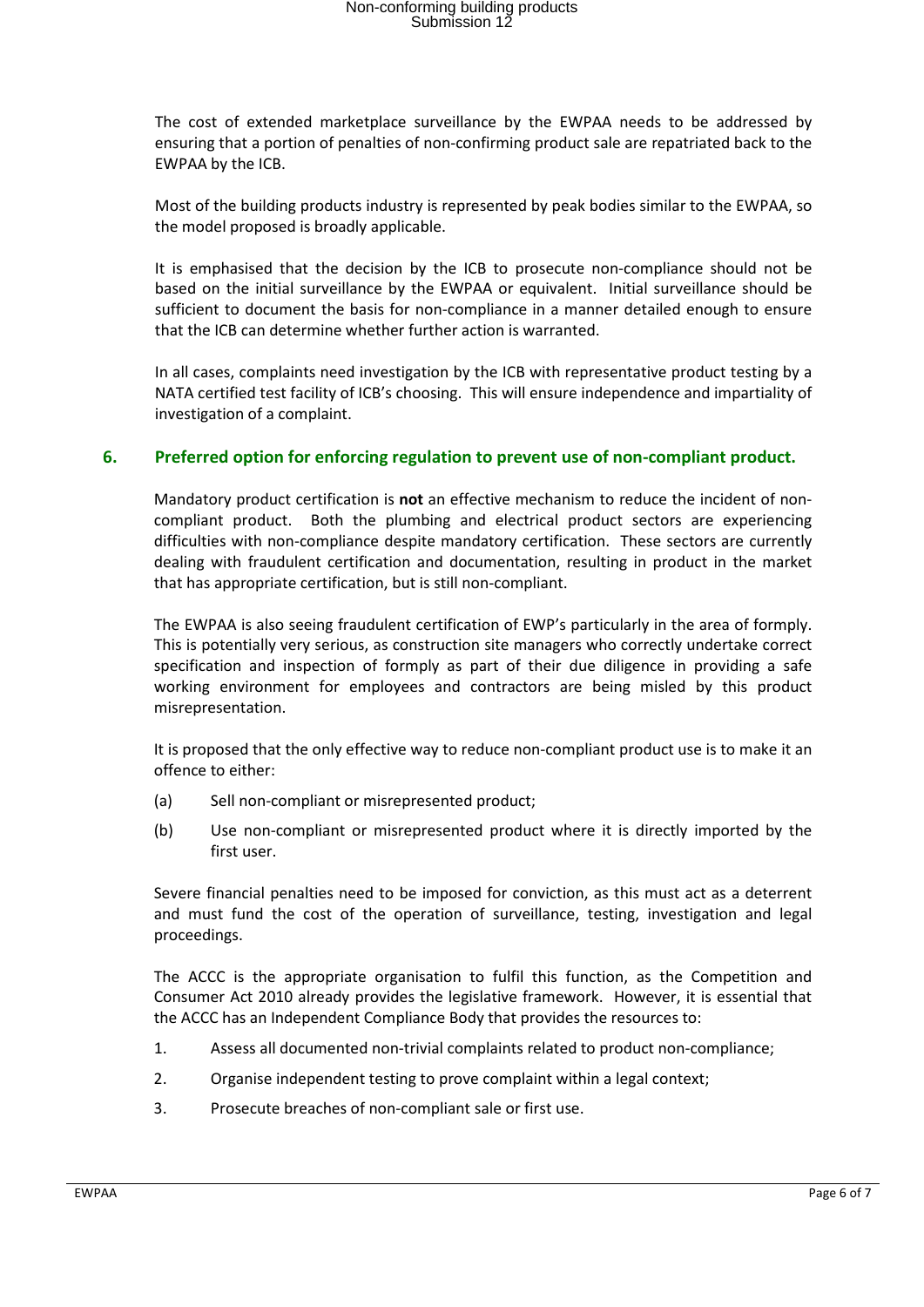The cost of extended marketplace surveillance by the EWPAA needs to be addressed by ensuring that a portion of penalties of non-confirming product sale are repatriated back to the EWPAA by the ICB.

Most of the building products industry is represented by peak bodies similar to the EWPAA, so the model proposed is broadly applicable.

It is emphasised that the decision by the ICB to prosecute non-compliance should not be based on the initial surveillance by the EWPAA or equivalent. Initial surveillance should be sufficient to document the basis for non-compliance in a manner detailed enough to ensure that the ICB can determine whether further action is warranted.

In all cases, complaints need investigation by the ICB with representative product testing by a NATA certified test facility of ICB's choosing. This will ensure independence and impartiality of investigation of a complaint.

## 6. Preferred option for enforcing regulation to prevent use of non-compliant product.

Mandatory product certification is **not** an effective mechanism to reduce the incident of non-compliant product. Both the plumbing and electrical product sectors are experiencing difficulties with non-compliance despite mandatory certification. These sectors are currently dealing with fraudulent certification and documentation, resulting in product in the market that has appropriate certification, but is still non-compliant.

The EWPAA is also seeing fraudulent certification of EWP's particularly in the area of formply. This is potentially very serious, as construction site managers who correctly undertake correct specification and inspection of formply as part of their due diligence in providing a safe working environment for employees and contractors are being misled by this product misrepresentation.

It is proposed that the only effective way to reduce non-compliant product use is to make it an offence to either:

(a) Sell non-compliant or misrepresented product;

(b) Use non-compliant or misrepresented product where it is directly imported by the first user.

Severe financial penalties need to be imposed for conviction, as this must act as a deterrent and must fund the cost of the operation of surveillance, testing, investigation and legal proceedings.

The ACCC is the appropriate organisation to fulfil this function, as the Competition and Consumer Act 2010 already provides the legislative framework. However, it is essential that the ACCC has an Independent Compliance Body that provides the resources to:

1. Assess all documented non-trivial complaints related to product non-compliance;
2. Organise independent testing to prove complaint within a legal context;
3. Prosecute breaches of non-compliant sale or first use.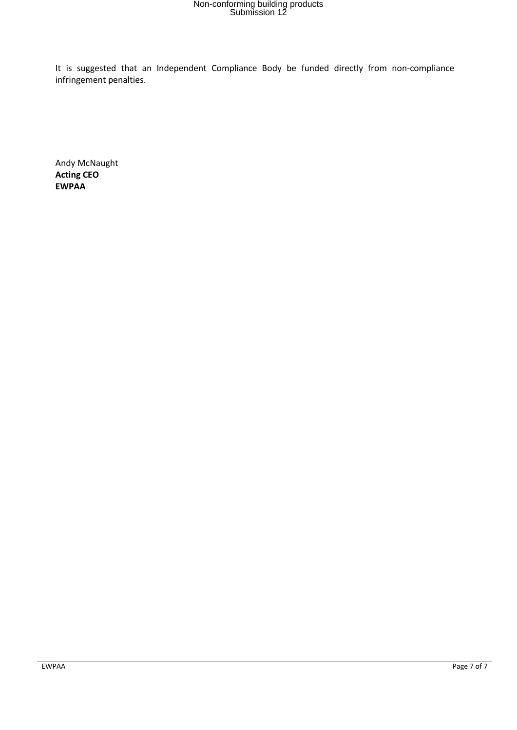It is suggested that an Independent Compliance Body be funded directly from non-compliance infringement penalties.

Andy McNaught
**Acting CEO**
**EWPAA**